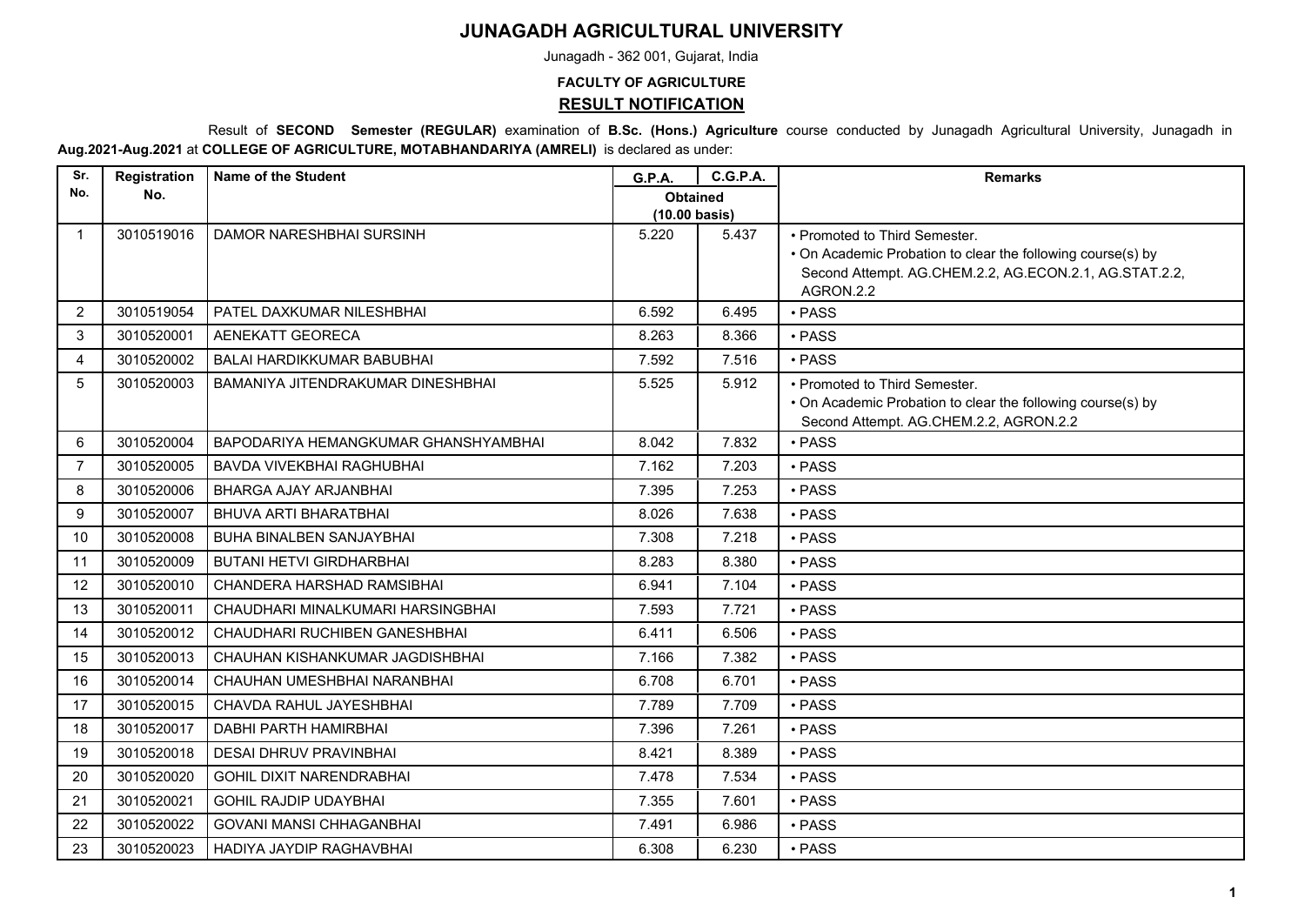# JUNAGADH AGRICULTURAL UNIVERSITY

Junagadh - 362 001, Gujarat, India

**FACULTY OF AGRICULTURE**

## RESULT NOTIFICATION

Result of **SECOND Semester (REGULAR)** examination of **B.Sc. (Hons.) Agriculture** course conducted by Junagadh Agricultural University, Junagadh in **Aug.2021-Aug.2021** at **COLLEGE OF AGRICULTURE, MOTABHANDARIYA (AMRELI)** is declared as under:

| Sr. No. | Registration No. | Name of the Student | G.P.A. | C.G.P.A. | Remarks |
|---|---|---|---|---|---|
| | | | Obtained (10.00 basis) | | |
| 1 | 3010519016 | DAMOR NARESHBHAI SURSINH | 5.220 | 5.437 | • Promoted to Third Semester. • On Academic Probation to clear the following course(s) by Second Attempt. AG.CHEM.2.2, AG.ECON.2.1, AG.STAT.2.2, AGRON.2.2 |
| 2 | 3010519054 | PATEL DAXKUMAR NILESHBHAI | 6.592 | 6.495 | • PASS |
| 3 | 3010520001 | AENEKATT GEORECA | 8.263 | 8.366 | • PASS |
| 4 | 3010520002 | BALAI HARDIKKUMAR BABUBHAI | 7.592 | 7.516 | • PASS |
| 5 | 3010520003 | BAMANIYA JITENDRAKUMAR DINESHBHAI | 5.525 | 5.912 | • Promoted to Third Semester. • On Academic Probation to clear the following course(s) by Second Attempt. AG.CHEM.2.2, AGRON.2.2 |
| 6 | 3010520004 | BAPODARIYA HEMANGKUMAR GHANSHYAMBHAI | 8.042 | 7.832 | • PASS |
| 7 | 3010520005 | BAVDA VIVEKBHAI RAGHUBHAI | 7.162 | 7.203 | • PASS |
| 8 | 3010520006 | BHARGA AJAY ARJANBHAI | 7.395 | 7.253 | • PASS |
| 9 | 3010520007 | BHUVA ARTI BHARATBHAI | 8.026 | 7.638 | • PASS |
| 10 | 3010520008 | BUHA BINALBEN SANJAYBHAI | 7.308 | 7.218 | • PASS |
| 11 | 3010520009 | BUTANI HETVI GIRDHARBHAI | 8.283 | 8.380 | • PASS |
| 12 | 3010520010 | CHANDERA HARSHAD RAMSIBHAI | 6.941 | 7.104 | • PASS |
| 13 | 3010520011 | CHAUDHARI MINALKUMARI HARSINGBHAI | 7.593 | 7.721 | • PASS |
| 14 | 3010520012 | CHAUDHARI RUCHIBEN GANESHBHAI | 6.411 | 6.506 | • PASS |
| 15 | 3010520013 | CHAUHAN KISHANKUMAR JAGDISHBHAI | 7.166 | 7.382 | • PASS |
| 16 | 3010520014 | CHAUHAN UMESHBHAI NARANBHAI | 6.708 | 6.701 | • PASS |
| 17 | 3010520015 | CHAVDA RAHUL JAYESHBHAI | 7.789 | 7.709 | • PASS |
| 18 | 3010520017 | DABHI PARTH HAMIRBHAI | 7.396 | 7.261 | • PASS |
| 19 | 3010520018 | DESAI DHRUV PRAVINBHAI | 8.421 | 8.389 | • PASS |
| 20 | 3010520020 | GOHIL DIXIT NARENDRABHAI | 7.478 | 7.534 | • PASS |
| 21 | 3010520021 | GOHIL RAJDIP UDAYBHAI | 7.355 | 7.601 | • PASS |
| 22 | 3010520022 | GOVANI MANSI CHHAGANBHAI | 7.491 | 6.986 | • PASS |
| 23 | 3010520023 | HADIYA JAYDIP RAGHAVBHAI | 6.308 | 6.230 | • PASS |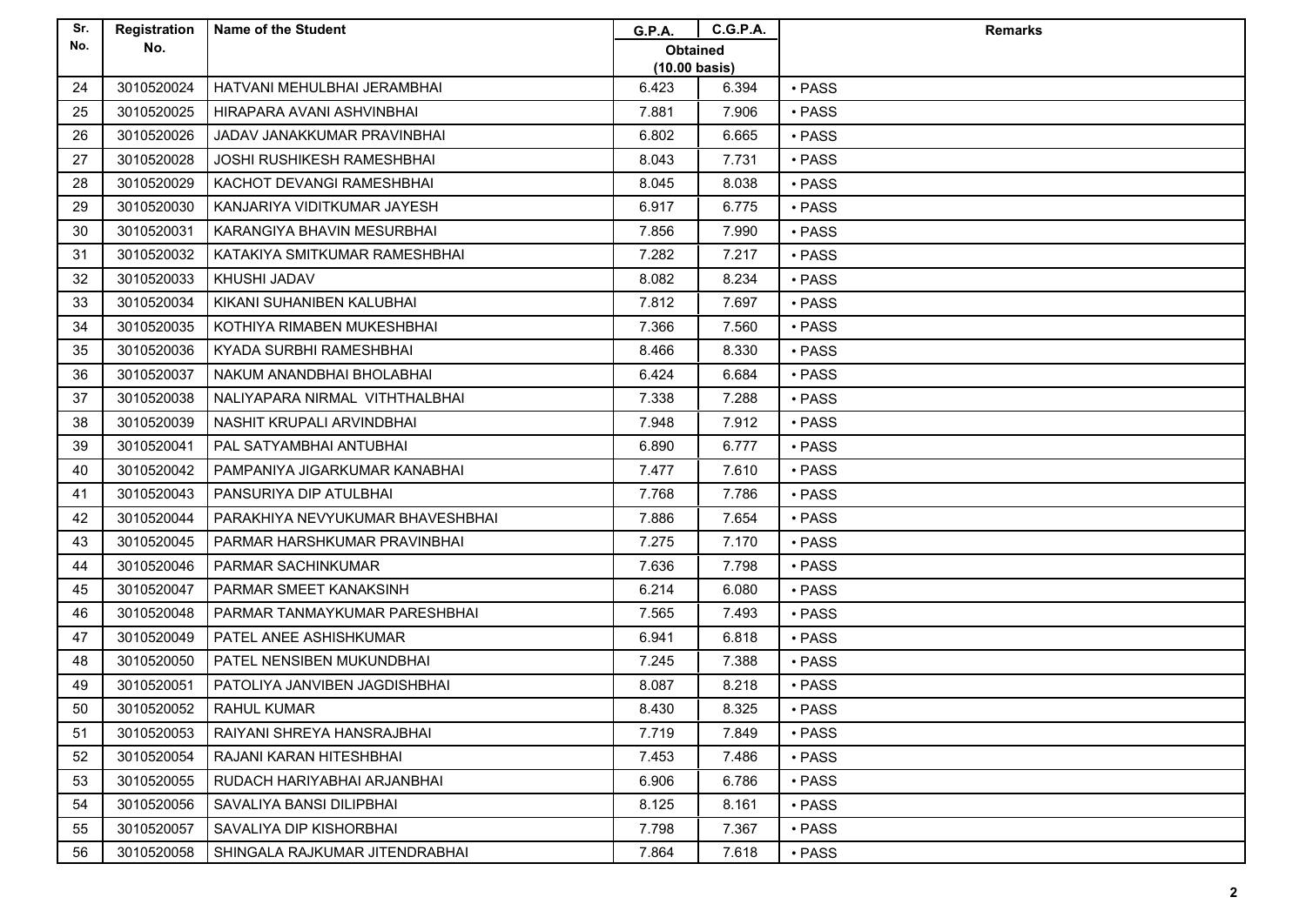| Sr. No. | Registration No. | Name of the Student | G.P.A. | C.G.P.A. | Remarks |
|---|---|---|---|---|---|
| | | | Obtained (10.00 basis) | | |
| 24 | 3010520024 | HATVANI MEHULBHAI JERAMBHAI | 6.423 | 6.394 | • PASS |
| 25 | 3010520025 | HIRAPARA AVANI ASHVINBHAI | 7.881 | 7.906 | • PASS |
| 26 | 3010520026 | JADAV JANAKKUMAR PRAVINBHAI | 6.802 | 6.665 | • PASS |
| 27 | 3010520028 | JOSHI RUSHIKESH RAMESHBHAI | 8.043 | 7.731 | • PASS |
| 28 | 3010520029 | KACHOT DEVANGI RAMESHBHAI | 8.045 | 8.038 | • PASS |
| 29 | 3010520030 | KANJARIYA VIDITKUMAR JAYESH | 6.917 | 6.775 | • PASS |
| 30 | 3010520031 | KARANGIYA BHAVIN MESURBHAI | 7.856 | 7.990 | • PASS |
| 31 | 3010520032 | KATAKIYA SMITKUMAR RAMESHBHAI | 7.282 | 7.217 | • PASS |
| 32 | 3010520033 | KHUSHI JADAV | 8.082 | 8.234 | • PASS |
| 33 | 3010520034 | KIKANI SUHANIBEN KALUBHAI | 7.812 | 7.697 | • PASS |
| 34 | 3010520035 | KOTHIYA RIMABEN MUKESHBHAI | 7.366 | 7.560 | • PASS |
| 35 | 3010520036 | KYADA SURBHI RAMESHBHAI | 8.466 | 8.330 | • PASS |
| 36 | 3010520037 | NAKUM ANANDBHAI BHOLABHAI | 6.424 | 6.684 | • PASS |
| 37 | 3010520038 | NALIYAPARA NIRMAL VITHTHALBHAI | 7.338 | 7.288 | • PASS |
| 38 | 3010520039 | NASHIT KRUPALI ARVINDBHAI | 7.948 | 7.912 | • PASS |
| 39 | 3010520041 | PAL SATYAMBHAI ANTUBHAI | 6.890 | 6.777 | • PASS |
| 40 | 3010520042 | PAMPANIYA JIGARKUMAR KANABHAI | 7.477 | 7.610 | • PASS |
| 41 | 3010520043 | PANSURIYA DIP ATULBHAI | 7.768 | 7.786 | • PASS |
| 42 | 3010520044 | PARAKHIYA NEVYUKUMAR BHAVESHBHAI | 7.886 | 7.654 | • PASS |
| 43 | 3010520045 | PARMAR HARSHKUMAR PRAVINBHAI | 7.275 | 7.170 | • PASS |
| 44 | 3010520046 | PARMAR SACHINKUMAR | 7.636 | 7.798 | • PASS |
| 45 | 3010520047 | PARMAR SMEET KANAKSINH | 6.214 | 6.080 | • PASS |
| 46 | 3010520048 | PARMAR TANMAYKUMAR PARESHBHAI | 7.565 | 7.493 | • PASS |
| 47 | 3010520049 | PATEL ANEE ASHISHKUMAR | 6.941 | 6.818 | • PASS |
| 48 | 3010520050 | PATEL NENSIBEN MUKUNDBHAI | 7.245 | 7.388 | • PASS |
| 49 | 3010520051 | PATOLIYA JANVIBEN JAGDISHBHAI | 8.087 | 8.218 | • PASS |
| 50 | 3010520052 | RAHUL KUMAR | 8.430 | 8.325 | • PASS |
| 51 | 3010520053 | RAIYANI SHREYA HANSRAJBHAI | 7.719 | 7.849 | • PASS |
| 52 | 3010520054 | RAJANI KARAN HITESHBHAI | 7.453 | 7.486 | • PASS |
| 53 | 3010520055 | RUDACH HARIYABHAI ARJANBHAI | 6.906 | 6.786 | • PASS |
| 54 | 3010520056 | SAVALIYA BANSI DILIPBHAI | 8.125 | 8.161 | • PASS |
| 55 | 3010520057 | SAVALIYA DIP KISHORBHAI | 7.798 | 7.367 | • PASS |
| 56 | 3010520058 | SHINGALA RAJKUMAR JITENDRABHAI | 7.864 | 7.618 | • PASS |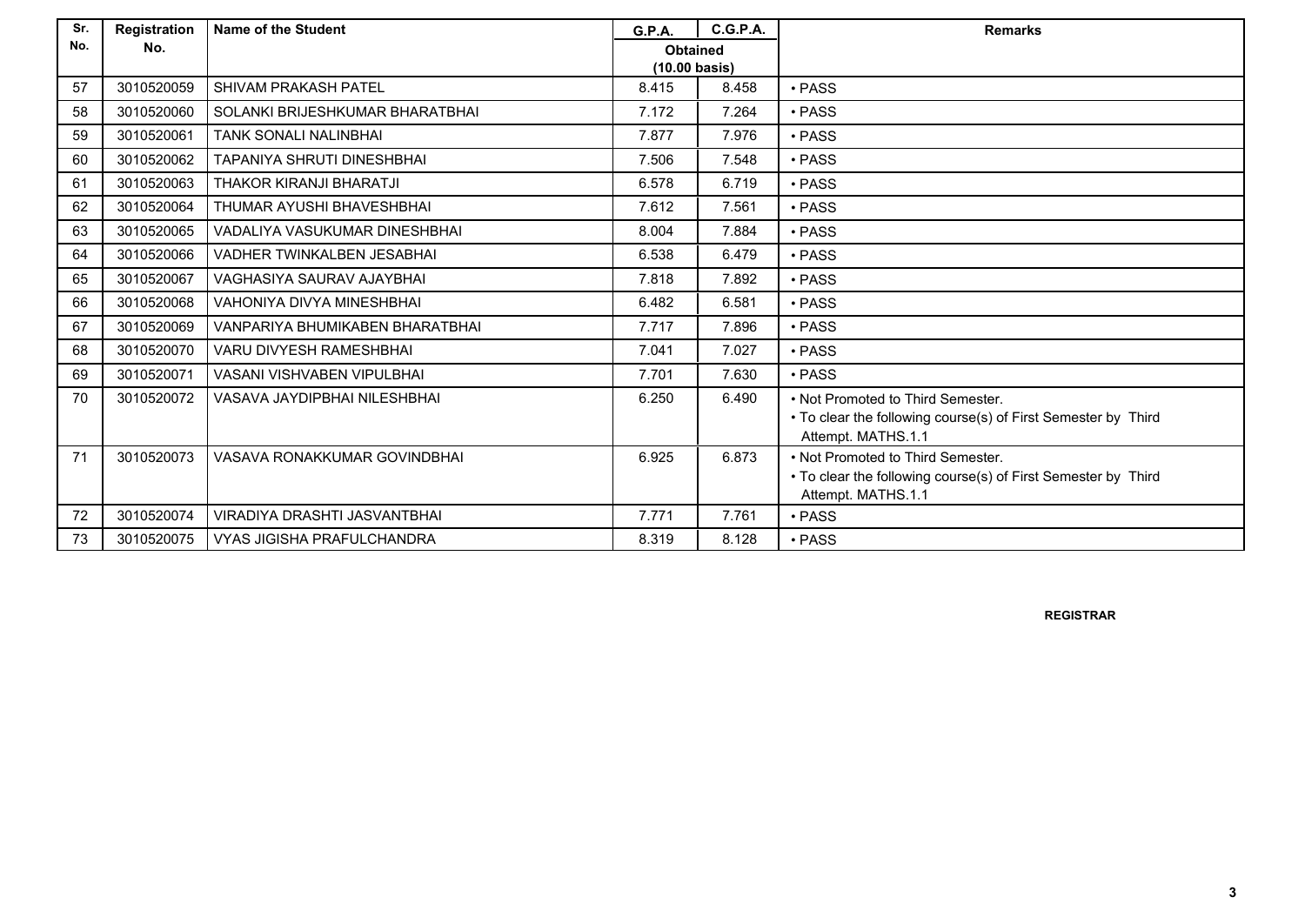| Sr. No. | Registration No. | Name of the Student | G.P.A. | C.G.P.A. | Remarks |
|---|---|---|---|---|---|
| | | | Obtained (10.00 basis) | | |
| 57 | 3010520059 | SHIVAM PRAKASH PATEL | 8.415 | 8.458 | • PASS |
| 58 | 3010520060 | SOLANKI BRIJESHKUMAR BHARATBHAI | 7.172 | 7.264 | • PASS |
| 59 | 3010520061 | TANK SONALI NALINBHAI | 7.877 | 7.976 | • PASS |
| 60 | 3010520062 | TAPANIYA SHRUTI DINESHBHAI | 7.506 | 7.548 | • PASS |
| 61 | 3010520063 | THAKOR KIRANJI BHARATJI | 6.578 | 6.719 | • PASS |
| 62 | 3010520064 | THUMAR AYUSHI BHAVESHBHAI | 7.612 | 7.561 | • PASS |
| 63 | 3010520065 | VADALIYA VASUKUMAR DINESHBHAI | 8.004 | 7.884 | • PASS |
| 64 | 3010520066 | VADHER TWINKALBEN JESABHAI | 6.538 | 6.479 | • PASS |
| 65 | 3010520067 | VAGHASIYA SAURAV AJAYBHAI | 7.818 | 7.892 | • PASS |
| 66 | 3010520068 | VAHONIYA DIVYA MINESHBHAI | 6.482 | 6.581 | • PASS |
| 67 | 3010520069 | VANPARIYA BHUMIKABEN BHARATBHAI | 7.717 | 7.896 | • PASS |
| 68 | 3010520070 | VARU DIVYESH RAMESHBHAI | 7.041 | 7.027 | • PASS |
| 69 | 3010520071 | VASANI VISHVABEN VIPULBHAI | 7.701 | 7.630 | • PASS |
| 70 | 3010520072 | VASAVA JAYDIPBHAI NILESHBHAI | 6.250 | 6.490 | • Not Promoted to Third Semester. • To clear the following course(s) of First Semester by Third Attempt. MATHS.1.1 |
| 71 | 3010520073 | VASAVA RONAKKUMAR GOVINDBHAI | 6.925 | 6.873 | • Not Promoted to Third Semester. • To clear the following course(s) of First Semester by Third Attempt. MATHS.1.1 |
| 72 | 3010520074 | VIRADIYA DRASHTI JASVANTBHAI | 7.771 | 7.761 | • PASS |
| 73 | 3010520075 | VYAS JIGISHA PRAFULCHANDRA | 8.319 | 8.128 | • PASS |

**REGISTRAR**